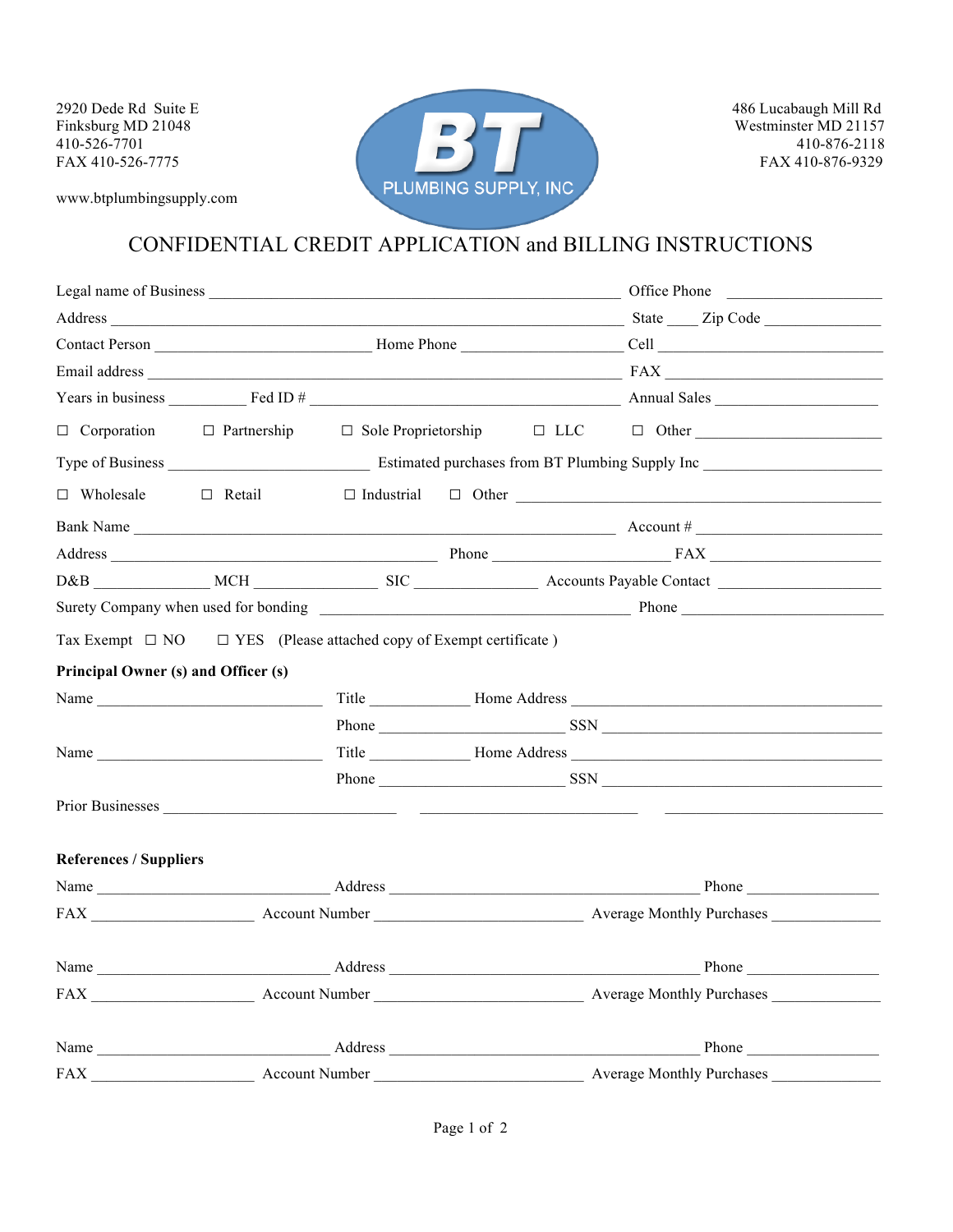2920 Dede Rd Suite E
Finksburg MD 21048
410-526-7701
FAX 410-526-7775

www.btplumbingsupply.com

BT PLUMBING SUPPLY, INC

486 Lucabaugh Mill Rd
Westminster MD 21157
410-876-2118
FAX 410-876-9329

# CONFIDENTIAL CREDIT APPLICATION and BILLING INSTRUCTIONS

Legal name of Business ______________________________________________ Office Phone __________________

Address _______________________________________________________ State ____ Zip Code ______________

Contact Person ________________________ Home Phone __________________ Cell __________________________

Email address ___________________________________________________ FAX __________________________

Years in business _________ Fed ID # __________________________________ Annual Sales ____________________

☐ Corporation ☐ Partnership ☐ Sole Proprietorship ☐ LLC ☐ Other ______________________

Type of Business ______________________ Estimated purchases from BT Plumbing Supply Inc ____________________

☐ Wholesale ☐ Retail ☐ Industrial ☐ Other ________________________________________

Bank Name _____________________________________________________ Account # _____________________

Address ____________________________________ Phone ____________________ FAX ____________________

D&B _____________ MCH ______________ SIC ______________ Accounts Payable Contact ___________________

Surety Company when used for bonding __________________________________ Phone _______________________

Tax Exempt ☐ NO ☐ YES (Please attached copy of Exempt certificate )

**Principal Owner (s) and Officer (s)**

Name ___________________________ Title ___________ Home Address ___________________________________

Phone ____________________ SSN ______________________________

Name ___________________________ Title ___________ Home Address ___________________________________

Phone ____________________ SSN ______________________________

Prior Businesses __________________________ __________________________ __________________________

**References / Suppliers**

Name ___________________________ Address ___________________________________ Phone ________________

FAX __________________ Account Number _______________________ Average Monthly Purchases _____________

Name ___________________________ Address ___________________________________ Phone ________________

FAX __________________ Account Number _______________________ Average Monthly Purchases _____________

Name ___________________________ Address ___________________________________ Phone ________________

FAX __________________ Account Number _______________________ Average Monthly Purchases _____________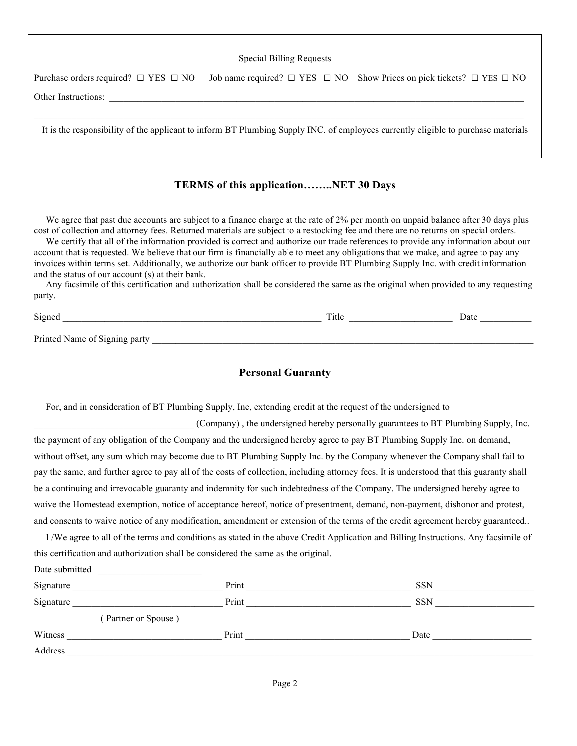Special Billing Requests

Purchase orders required? ☐ YES ☐ NO  Job name required? ☐ YES ☐ NO  Show Prices on pick tickets? ☐ YES ☐ NO

Other Instructions: ____________________________________________________________________________

____________________________________________________________________________________________

It is the responsibility of the applicant to inform BT Plumbing Supply INC. of employees currently eligible to purchase materials

## TERMS of this application……..NET 30 Days

We agree that past due accounts are subject to a finance charge at the rate of 2% per month on unpaid balance after 30 days plus cost of collection and attorney fees. Returned materials are subject to a restocking fee and there are no returns on special orders.

We certify that all of the information provided is correct and authorize our trade references to provide any information about our account that is requested. We believe that our firm is financially able to meet any obligations that we make, and agree to pay any invoices within terms set. Additionally, we authorize our bank officer to provide BT Plumbing Supply Inc. with credit information and the status of our account (s) at their bank.

Any facsimile of this certification and authorization shall be considered the same as the original when provided to any requesting party.

Signed ______________________________________________ Title ____________________ Date __________

Printed Name of Signing party ___________________________________________________________________

## Personal Guaranty

For, and in consideration of BT Plumbing Supply, Inc, extending credit at the request of the undersigned to ________________________________ (Company) , the undersigned hereby personally guarantees to BT Plumbing Supply, Inc. the payment of any obligation of the Company and the undersigned hereby agree to pay BT Plumbing Supply Inc. on demand, without offset, any sum which may become due to BT Plumbing Supply Inc. by the Company whenever the Company shall fail to pay the same, and further agree to pay all of the costs of collection, including attorney fees. It is understood that this guaranty shall be a continuing and irrevocable guaranty and indemnity for such indebtedness of the Company. The undersigned hereby agree to waive the Homestead exemption, notice of acceptance hereof, notice of presentment, demand, non-payment, dishonor and protest, and consents to waive notice of any modification, amendment or extension of the terms of the credit agreement hereby guaranteed..

I /We agree to all of the terms and conditions as stated in the above Credit Application and Billing Instructions. Any facsimile of this certification and authorization shall be considered the same as the original.

Date submitted ____________________

Signature ______________________________ Print ________________________________ SSN ____________________

Signature ______________________________ Print ________________________________ SSN ____________________

( Partner or Spouse )

Witness ______________________________ Print ________________________________ Date ____________________

Address ____________________________________________________________________________________________